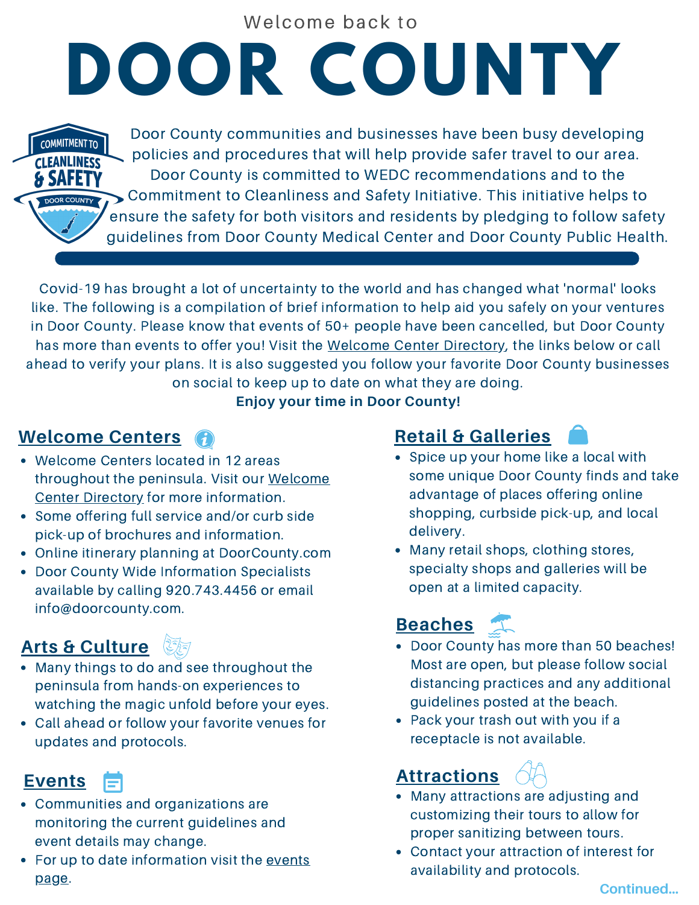Welcome back to

# DOOR COUNTY

Door County communities and businesses have been busy developing policies and procedures that will help provide safer travel to our area. Door County is committed to WEDC recommendations and to the Commitment to Cleanliness and Safety Initiative. This initiative helps to ensure the safety for both visitors and residents by pledging to follow safety guidelines from Door County Medical Center and Door County Public Health.

Covid-19 has brought a lot of uncertainty to the world and has changed what 'normal' looks like. The following is a compilation of brief information to help aid you safely on your ventures in Door County. Please know that events of 50+ people have been cancelled, but Door County has more than events to offer you! Visit the Welcome Center Directory, the links below or call ahead to verify your plans. It is also suggested you follow your favorite Door County businesses on social to keep up to date on what they are doing.

**Enjoy your time in Door County!**

## Welcome Centers

- Welcome Centers located in 12 areas throughout the peninsula. Visit our Welcome Center Directory for more information.
- Some offering full service and/or curb side pick-up of brochures and information.
- Online itinerary planning at DoorCounty.com
- Door County Wide Information Specialists available by calling 920.743.4456 or email info@doorcounty.com.

## Arts & Culture

- Many things to do and see throughout the peninsula from hands-on experiences to watching the magic unfold before your eyes.
- Call ahead or follow your favorite venues for updates and protocols.

## Events

- Communities and organizations are monitoring the current guidelines and event details may change.
- For up to date information visit the events page.

## Retail & Galleries

- Spice up your home like a local with some unique Door County finds and take advantage of places offering online shopping, curbside pick-up, and local delivery.
- Many retail shops, clothing stores, specialty shops and galleries will be open at a limited capacity.

## Beaches

- Door County has more than 50 beaches! Most are open, but please follow social distancing practices and any additional guidelines posted at the beach.
- Pack your trash out with you if a receptacle is not available.

## Attractions

- Many attractions are adjusting and customizing their tours to allow for proper sanitizing between tours.
- Contact your attraction of interest for availability and protocols.

Continued...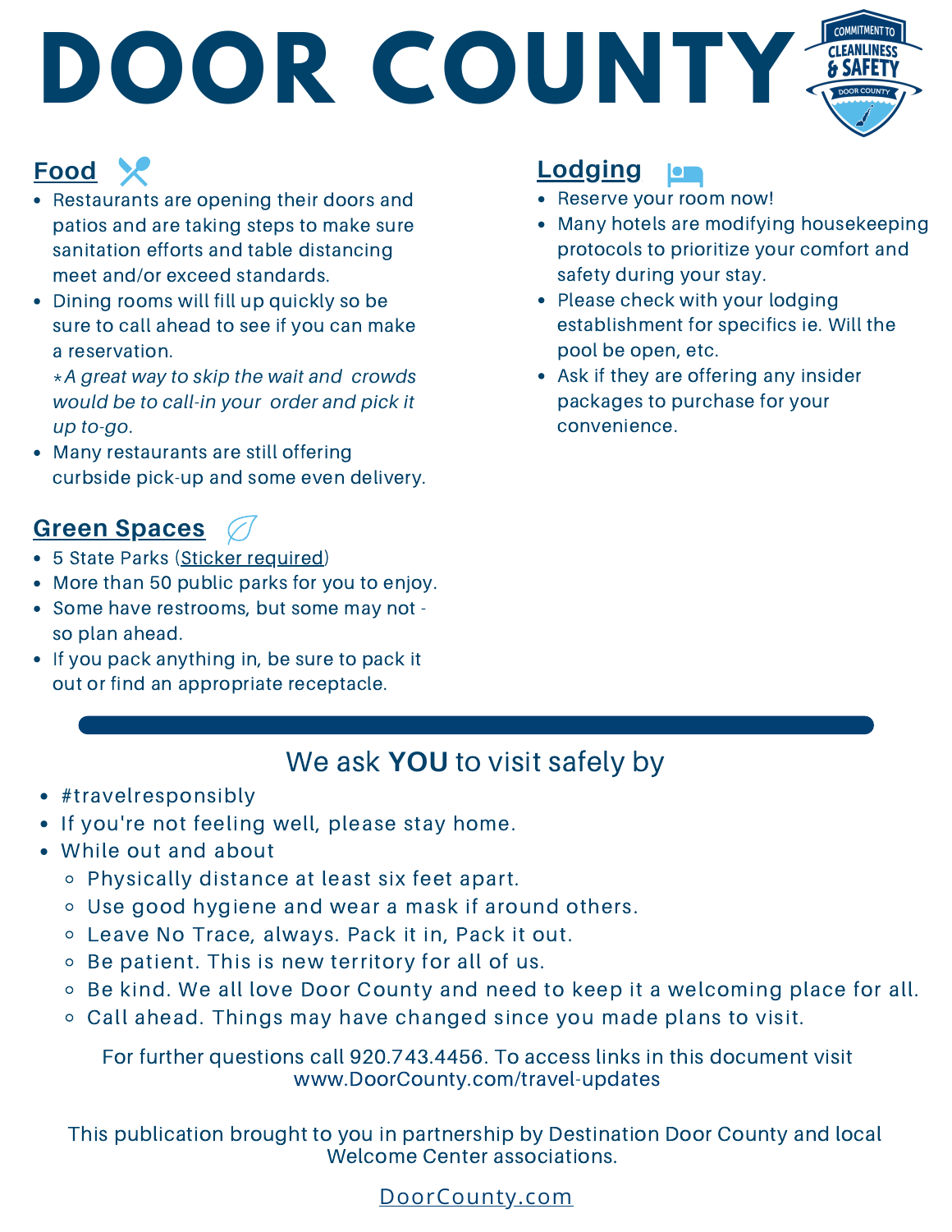# DOOR COUNTY

## Food

- Restaurants are opening their doors and patios and are taking steps to make sure sanitation efforts and table distancing meet and/or exceed standards.
- Dining rooms will fill up quickly so be sure to call ahead to see if you can make a reservation.
  **A great way to skip the wait and crowds would be to call-in your order and pick it up to-go*.
- Many restaurants are still offering curbside pick-up and some even delivery.

## Green Spaces

- 5 State Parks (Sticker required)
- More than 50 public parks for you to enjoy.
- Some have restrooms, but some may not - so plan ahead.
- If you pack anything in, be sure to pack it out or find an appropriate receptacle.

## Lodging

- Reserve your room now!
- Many hotels are modifying housekeeping protocols to prioritize your comfort and safety during your stay.
- Please check with your lodging establishment for specifics ie. Will the pool be open, etc.
- Ask if they are offering any insider packages to purchase for your convenience.

## We ask **YOU** to visit safely by

- #travelresponsibly
- If you're not feeling well, please stay home.
- While out and about
  - Physically distance at least six feet apart.
  - Use good hygiene and wear a mask if around others.
  - Leave No Trace, always. Pack it in, Pack it out.
  - Be patient. This is new territory for all of us.
  - Be kind. We all love Door County and need to keep it a welcoming place for all.
  - Call ahead. Things may have changed since you made plans to visit.

For further questions call 920.743.4456. To access links in this document visit www.DoorCounty.com/travel-updates

This publication brought to you in partnership by Destination Door County and local Welcome Center associations.

DoorCounty.com